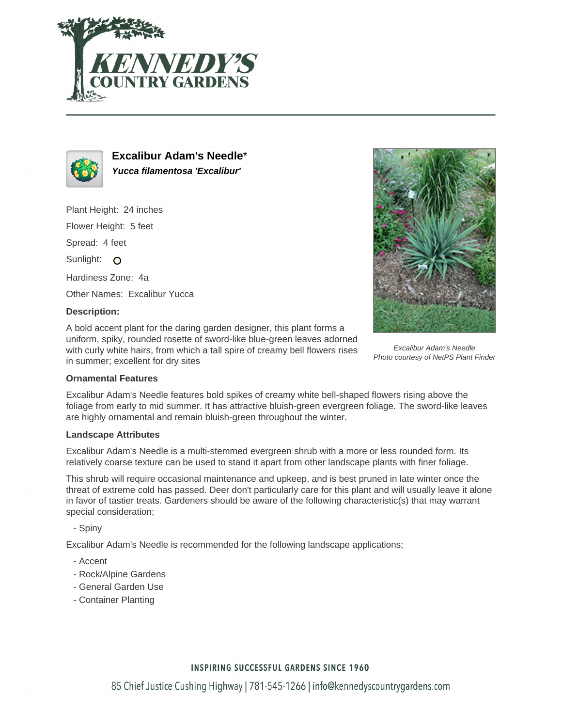# Excalibur Adam's Needle*

***Yucca filamentosa 'Excalibur'***

Plant Height: 24 inches

Flower Height: 5 feet

Spread: 4 feet

Sunlight:

Hardiness Zone: 4a

Other Names: Excalibur Yucca

### Description:

A bold accent plant for the daring garden designer, this plant forms a uniform, spiky, rounded rosette of sword-like blue-green leaves adorned with curly white hairs, from which a tall spire of creamy bell flowers rises in summer; excellent for dry sites

*Excalibur Adam's Needle*
*Photo courtesy of NetPS Plant Finder*

### Ornamental Features

Excalibur Adam's Needle features bold spikes of creamy white bell-shaped flowers rising above the foliage from early to mid summer. It has attractive bluish-green evergreen foliage. The sword-like leaves are highly ornamental and remain bluish-green throughout the winter.

### Landscape Attributes

Excalibur Adam's Needle is a multi-stemmed evergreen shrub with a more or less rounded form. Its relatively coarse texture can be used to stand it apart from other landscape plants with finer foliage.

This shrub will require occasional maintenance and upkeep, and is best pruned in late winter once the threat of extreme cold has passed. Deer don't particularly care for this plant and will usually leave it alone in favor of tastier treats. Gardeners should be aware of the following characteristic(s) that may warrant special consideration;

- Spiny

Excalibur Adam's Needle is recommended for the following landscape applications;

- Accent
- Rock/Alpine Gardens
- General Garden Use
- Container Planting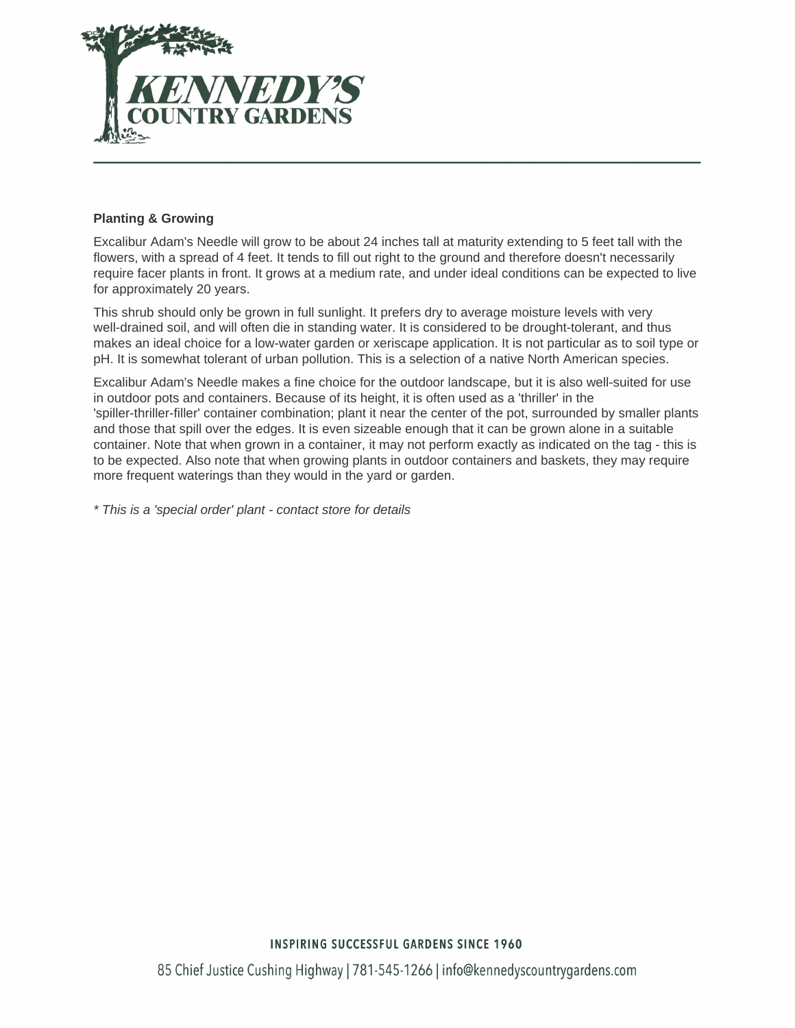**Planting & Growing**

Excalibur Adam's Needle will grow to be about 24 inches tall at maturity extending to 5 feet tall with the flowers, with a spread of 4 feet. It tends to fill out right to the ground and therefore doesn't necessarily require facer plants in front. It grows at a medium rate, and under ideal conditions can be expected to live for approximately 20 years.

This shrub should only be grown in full sunlight. It prefers dry to average moisture levels with very well-drained soil, and will often die in standing water. It is considered to be drought-tolerant, and thus makes an ideal choice for a low-water garden or xeriscape application. It is not particular as to soil type or pH. It is somewhat tolerant of urban pollution. This is a selection of a native North American species.

Excalibur Adam's Needle makes a fine choice for the outdoor landscape, but it is also well-suited for use in outdoor pots and containers. Because of its height, it is often used as a 'thriller' in the 'spiller-thriller-filler' container combination; plant it near the center of the pot, surrounded by smaller plants and those that spill over the edges. It is even sizeable enough that it can be grown alone in a suitable container. Note that when grown in a container, it may not perform exactly as indicated on the tag - this is to be expected. Also note that when growing plants in outdoor containers and baskets, they may require more frequent waterings than they would in the yard or garden.

*\* This is a 'special order' plant - contact store for details*